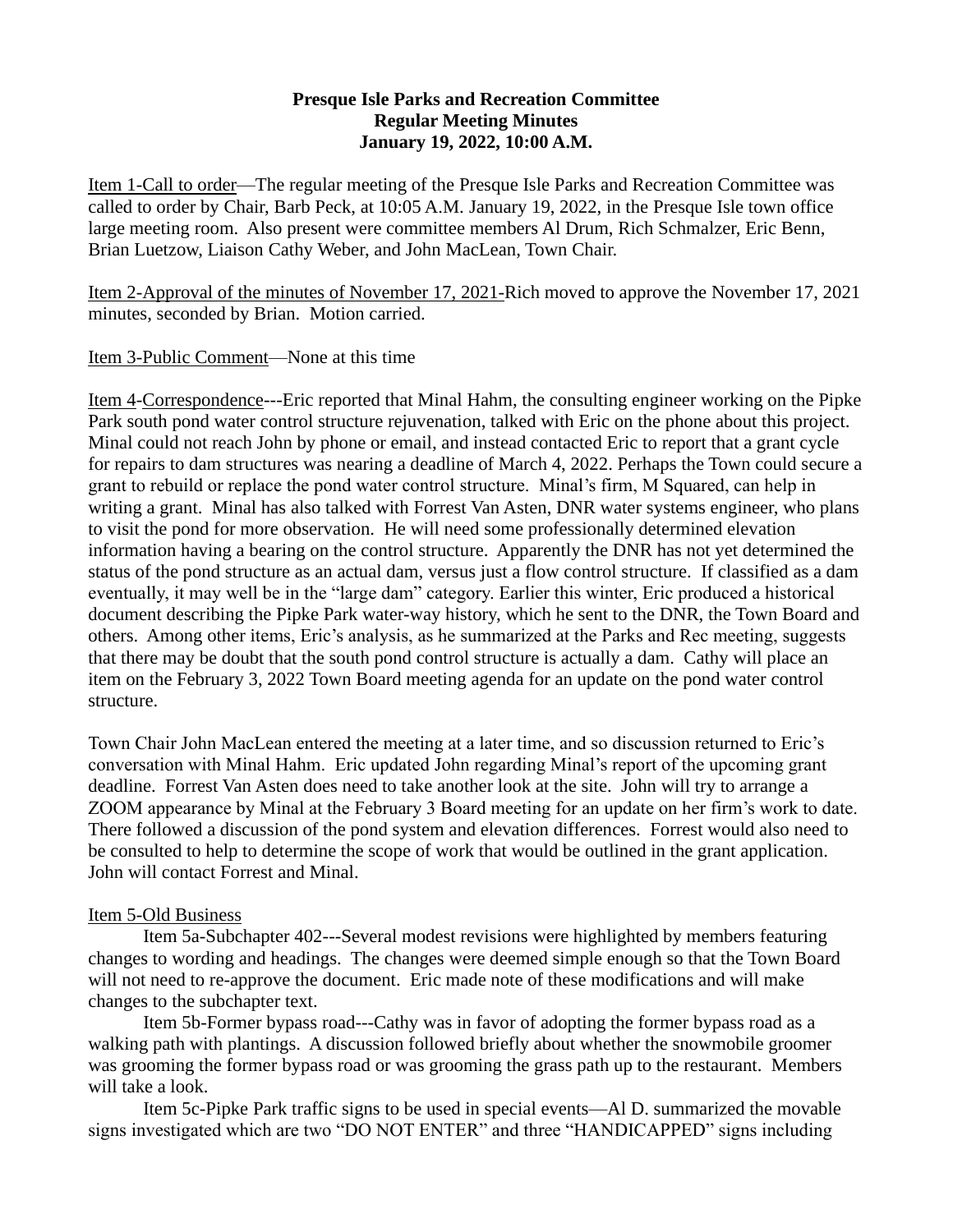**Presque Isle Parks and Recreation Committee**
**Regular Meeting Minutes**
**January 19, 2022, 10:00 A.M.**

Item 1-Call to order—The regular meeting of the Presque Isle Parks and Recreation Committee was called to order by Chair, Barb Peck, at 10:05 A.M. January 19, 2022, in the Presque Isle town office large meeting room. Also present were committee members Al Drum, Rich Schmalzer, Eric Benn, Brian Luetzow, Liaison Cathy Weber, and John MacLean, Town Chair.

Item 2-Approval of the minutes of November 17, 2021-Rich moved to approve the November 17, 2021 minutes, seconded by Brian. Motion carried.

Item 3-Public Comment—None at this time

Item 4-Correspondence---Eric reported that Minal Hahm, the consulting engineer working on the Pipke Park south pond water control structure rejuvenation, talked with Eric on the phone about this project. Minal could not reach John by phone or email, and instead contacted Eric to report that a grant cycle for repairs to dam structures was nearing a deadline of March 4, 2022. Perhaps the Town could secure a grant to rebuild or replace the pond water control structure. Minal's firm, M Squared, can help in writing a grant. Minal has also talked with Forrest Van Asten, DNR water systems engineer, who plans to visit the pond for more observation. He will need some professionally determined elevation information having a bearing on the control structure. Apparently the DNR has not yet determined the status of the pond structure as an actual dam, versus just a flow control structure. If classified as a dam eventually, it may well be in the "large dam" category. Earlier this winter, Eric produced a historical document describing the Pipke Park water-way history, which he sent to the DNR, the Town Board and others. Among other items, Eric's analysis, as he summarized at the Parks and Rec meeting, suggests that there may be doubt that the south pond control structure is actually a dam. Cathy will place an item on the February 3, 2022 Town Board meeting agenda for an update on the pond water control structure.

Town Chair John MacLean entered the meeting at a later time, and so discussion returned to Eric's conversation with Minal Hahm. Eric updated John regarding Minal's report of the upcoming grant deadline. Forrest Van Asten does need to take another look at the site. John will try to arrange a ZOOM appearance by Minal at the February 3 Board meeting for an update on her firm's work to date. There followed a discussion of the pond system and elevation differences. Forrest would also need to be consulted to help to determine the scope of work that would be outlined in the grant application. John will contact Forrest and Minal.

Item 5-Old Business

Item 5a-Subchapter 402---Several modest revisions were highlighted by members featuring changes to wording and headings. The changes were deemed simple enough so that the Town Board will not need to re-approve the document. Eric made note of these modifications and will make changes to the subchapter text.

Item 5b-Former bypass road---Cathy was in favor of adopting the former bypass road as a walking path with plantings. A discussion followed briefly about whether the snowmobile groomer was grooming the former bypass road or was grooming the grass path up to the restaurant. Members will take a look.

Item 5c-Pipke Park traffic signs to be used in special events—Al D. summarized the movable signs investigated which are two "DO NOT ENTER" and three "HANDICAPPED" signs including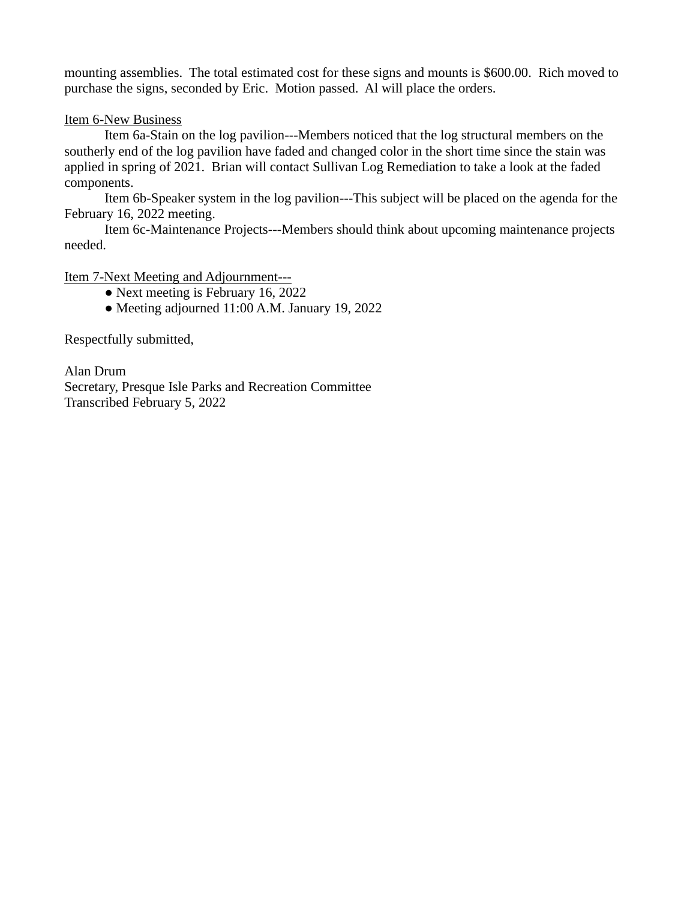mounting assemblies.  The total estimated cost for these signs and mounts is $600.00.  Rich moved to purchase the signs, seconded by Eric.  Motion passed.  Al will place the orders.

<u>Item 6-New Business</u>

Item 6a-Stain on the log pavilion---Members noticed that the log structural members on the southerly end of the log pavilion have faded and changed color in the short time since the stain was applied in spring of 2021.  Brian will contact Sullivan Log Remediation to take a look at the faded components.

Item 6b-Speaker system in the log pavilion---This subject will be placed on the agenda for the February 16, 2022 meeting.

Item 6c-Maintenance Projects---Members should think about upcoming maintenance projects needed.

<u>Item 7-Next Meeting and Adjournment---</u>

- Next meeting is February 16, 2022
- Meeting adjourned 11:00 A.M. January 19, 2022

Respectfully submitted,

Alan Drum
Secretary, Presque Isle Parks and Recreation Committee
Transcribed February 5, 2022